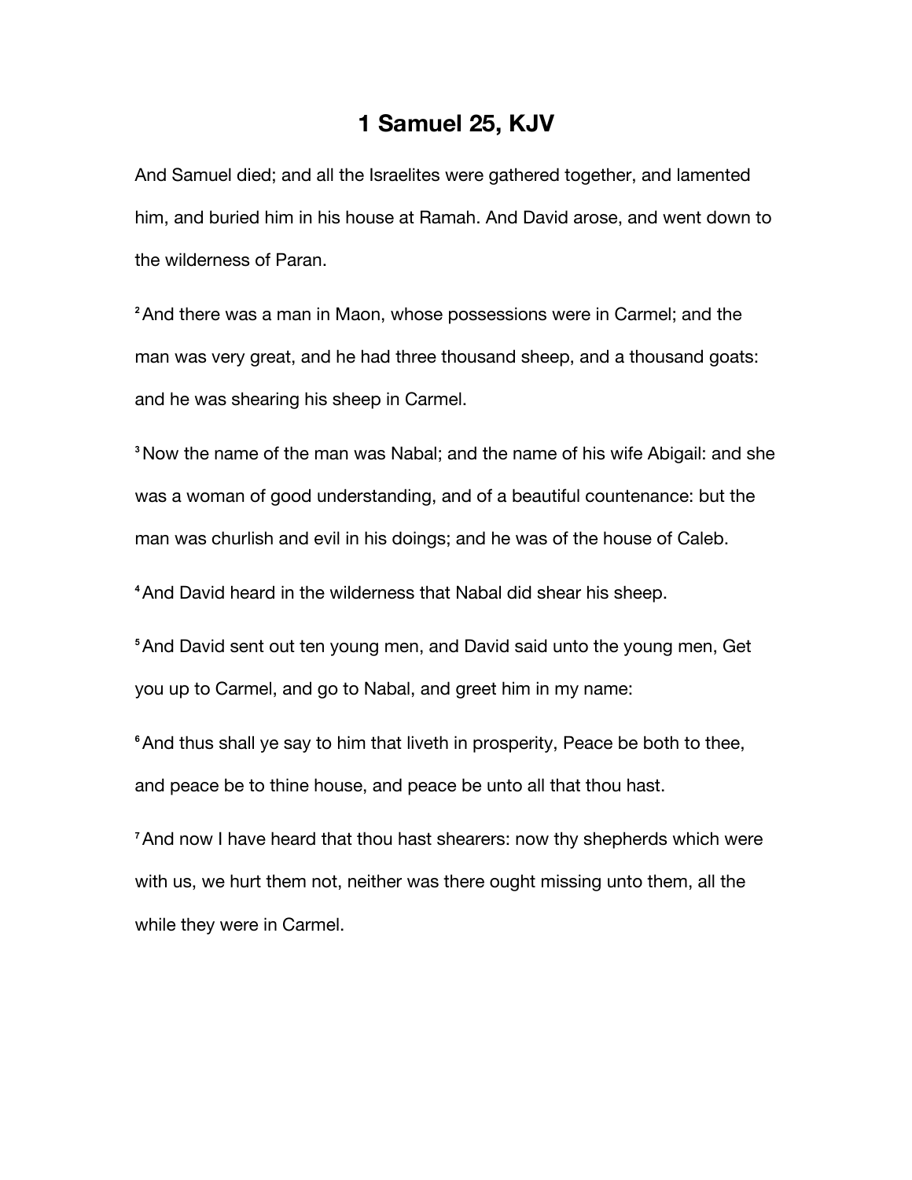# 1 Samuel 25, KJV

And Samuel died; and all the Israelites were gathered together, and lamented him, and buried him in his house at Ramah. And David arose, and went down to the wilderness of Paran.

[2] And there was a man in Maon, whose possessions were in Carmel; and the man was very great, and he had three thousand sheep, and a thousand goats: and he was shearing his sheep in Carmel.

[3] Now the name of the man was Nabal; and the name of his wife Abigail: and she was a woman of good understanding, and of a beautiful countenance: but the man was churlish and evil in his doings; and he was of the house of Caleb.

[4] And David heard in the wilderness that Nabal did shear his sheep.

[5] And David sent out ten young men, and David said unto the young men, Get you up to Carmel, and go to Nabal, and greet him in my name:

[6] And thus shall ye say to him that liveth in prosperity, Peace be both to thee, and peace be to thine house, and peace be unto all that thou hast.

[7] And now I have heard that thou hast shearers: now thy shepherds which were with us, we hurt them not, neither was there ought missing unto them, all the while they were in Carmel.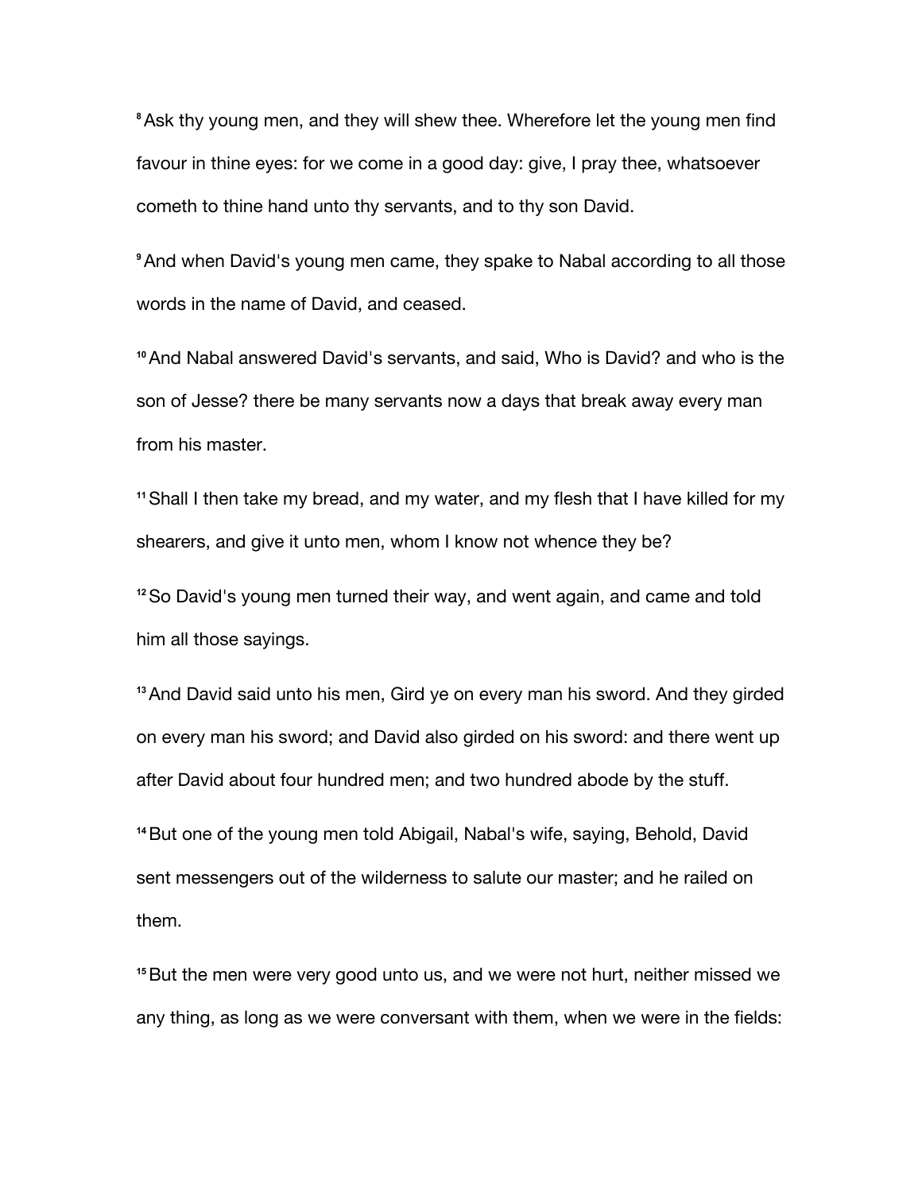[8] Ask thy young men, and they will shew thee. Wherefore let the young men find favour in thine eyes: for we come in a good day: give, I pray thee, whatsoever cometh to thine hand unto thy servants, and to thy son David.

[9] And when David's young men came, they spake to Nabal according to all those words in the name of David, and ceased.

[10] And Nabal answered David's servants, and said, Who is David? and who is the son of Jesse? there be many servants now a days that break away every man from his master.

[11] Shall I then take my bread, and my water, and my flesh that I have killed for my shearers, and give it unto men, whom I know not whence they be?

[12] So David's young men turned their way, and went again, and came and told him all those sayings.

[13] And David said unto his men, Gird ye on every man his sword. And they girded on every man his sword; and David also girded on his sword: and there went up after David about four hundred men; and two hundred abode by the stuff.

[14] But one of the young men told Abigail, Nabal's wife, saying, Behold, David sent messengers out of the wilderness to salute our master; and he railed on them.

[15] But the men were very good unto us, and we were not hurt, neither missed we any thing, as long as we were conversant with them, when we were in the fields: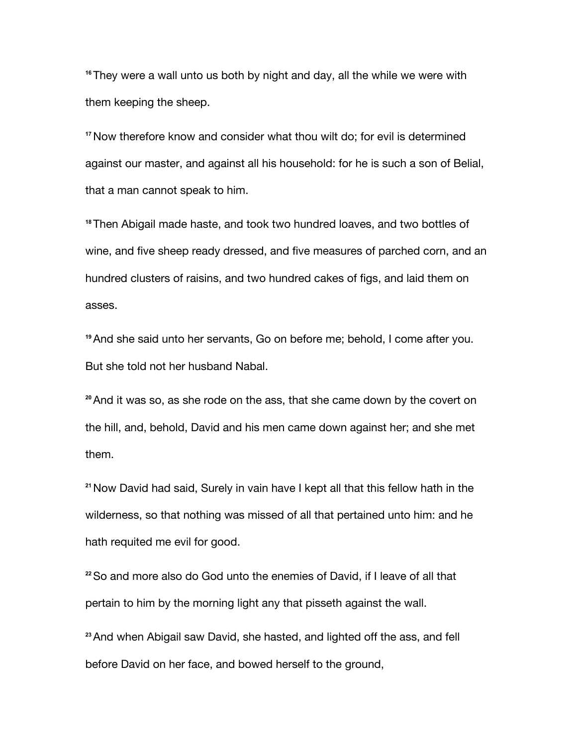[16] They were a wall unto us both by night and day, all the while we were with them keeping the sheep.

[17] Now therefore know and consider what thou wilt do; for evil is determined against our master, and against all his household: for he is such a son of Belial, that a man cannot speak to him.

[18] Then Abigail made haste, and took two hundred loaves, and two bottles of wine, and five sheep ready dressed, and five measures of parched corn, and an hundred clusters of raisins, and two hundred cakes of figs, and laid them on asses.

[19] And she said unto her servants, Go on before me; behold, I come after you. But she told not her husband Nabal.

[20] And it was so, as she rode on the ass, that she came down by the covert on the hill, and, behold, David and his men came down against her; and she met them.

[21] Now David had said, Surely in vain have I kept all that this fellow hath in the wilderness, so that nothing was missed of all that pertained unto him: and he hath requited me evil for good.

[22] So and more also do God unto the enemies of David, if I leave of all that pertain to him by the morning light any that pisseth against the wall.

[23] And when Abigail saw David, she hasted, and lighted off the ass, and fell before David on her face, and bowed herself to the ground,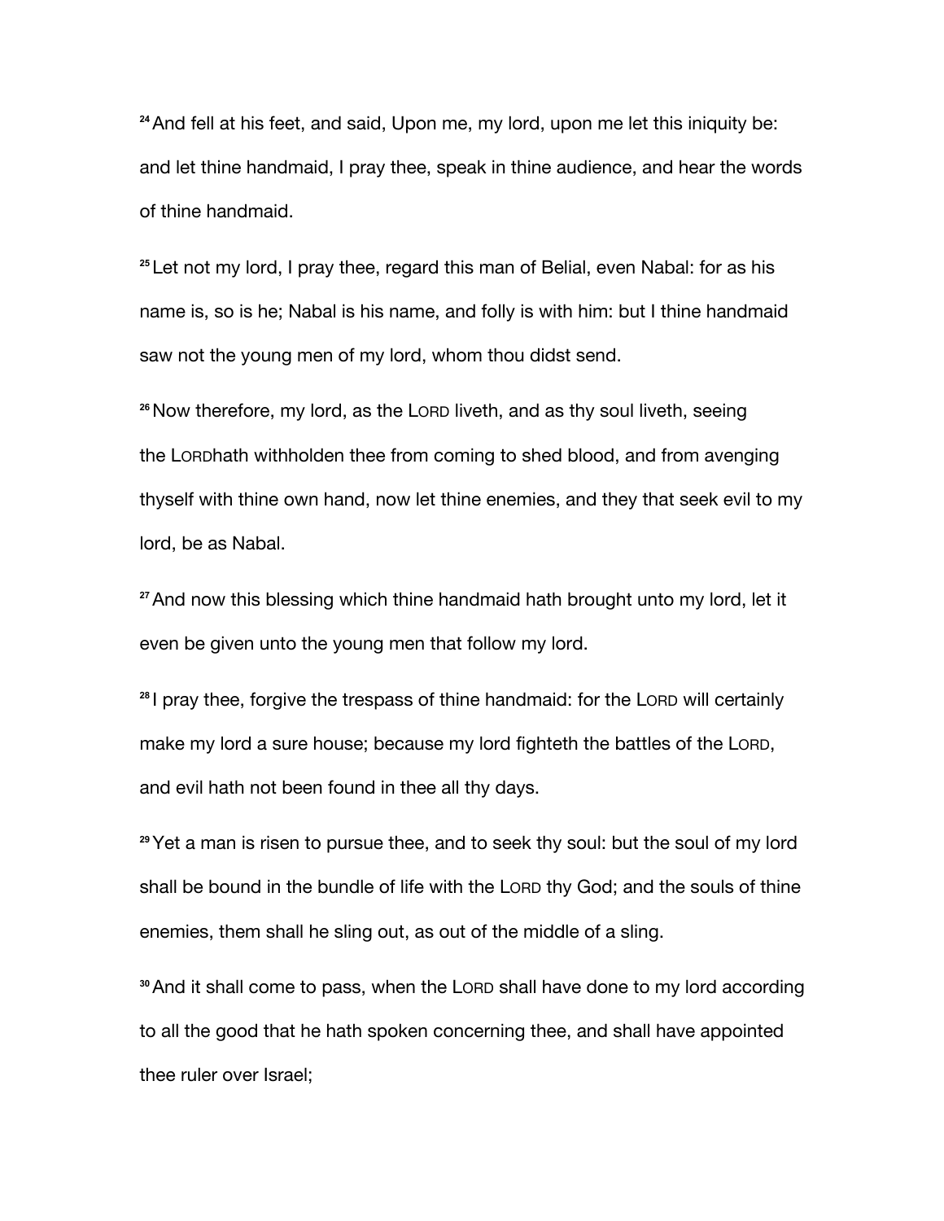[24] And fell at his feet, and said, Upon me, my lord, upon me let this iniquity be: and let thine handmaid, I pray thee, speak in thine audience, and hear the words of thine handmaid.

[25] Let not my lord, I pray thee, regard this man of Belial, even Nabal: for as his name is, so is he; Nabal is his name, and folly is with him: but I thine handmaid saw not the young men of my lord, whom thou didst send.

[26] Now therefore, my lord, as the LORD liveth, and as thy soul liveth, seeing the LORDhath withholden thee from coming to shed blood, and from avenging thyself with thine own hand, now let thine enemies, and they that seek evil to my lord, be as Nabal.

[27] And now this blessing which thine handmaid hath brought unto my lord, let it even be given unto the young men that follow my lord.

[28] I pray thee, forgive the trespass of thine handmaid: for the LORD will certainly make my lord a sure house; because my lord fighteth the battles of the LORD, and evil hath not been found in thee all thy days.

[29] Yet a man is risen to pursue thee, and to seek thy soul: but the soul of my lord shall be bound in the bundle of life with the LORD thy God; and the souls of thine enemies, them shall he sling out, as out of the middle of a sling.

[30] And it shall come to pass, when the LORD shall have done to my lord according to all the good that he hath spoken concerning thee, and shall have appointed thee ruler over Israel;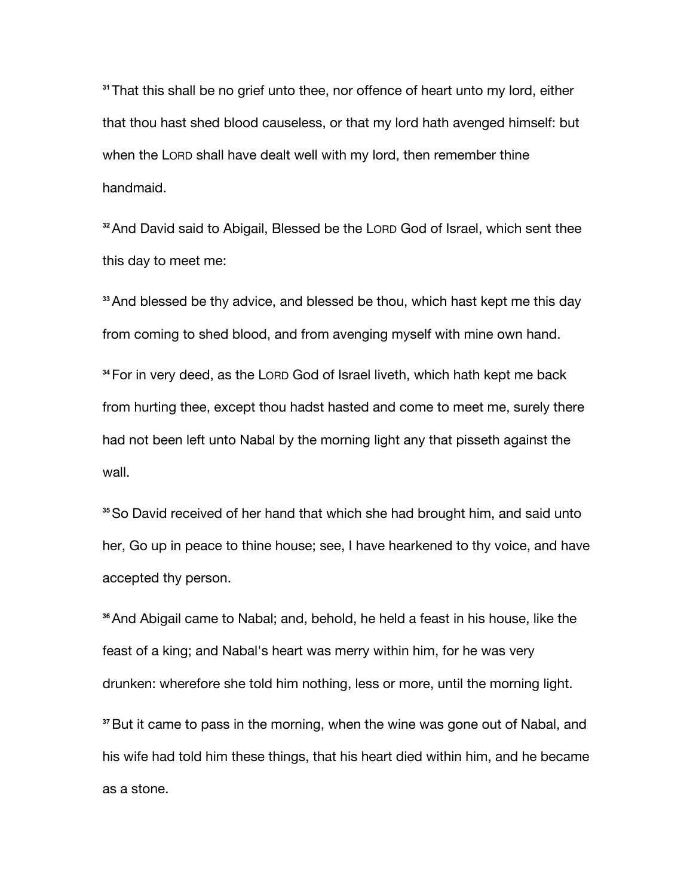[31] That this shall be no grief unto thee, nor offence of heart unto my lord, either that thou hast shed blood causeless, or that my lord hath avenged himself: but when the LORD shall have dealt well with my lord, then remember thine handmaid.

[32] And David said to Abigail, Blessed be the LORD God of Israel, which sent thee this day to meet me:

[33] And blessed be thy advice, and blessed be thou, which hast kept me this day from coming to shed blood, and from avenging myself with mine own hand.

[34] For in very deed, as the LORD God of Israel liveth, which hath kept me back from hurting thee, except thou hadst hasted and come to meet me, surely there had not been left unto Nabal by the morning light any that pisseth against the wall.

[35] So David received of her hand that which she had brought him, and said unto her, Go up in peace to thine house; see, I have hearkened to thy voice, and have accepted thy person.

[36] And Abigail came to Nabal; and, behold, he held a feast in his house, like the feast of a king; and Nabal's heart was merry within him, for he was very drunken: wherefore she told him nothing, less or more, until the morning light.

[37] But it came to pass in the morning, when the wine was gone out of Nabal, and his wife had told him these things, that his heart died within him, and he became as a stone.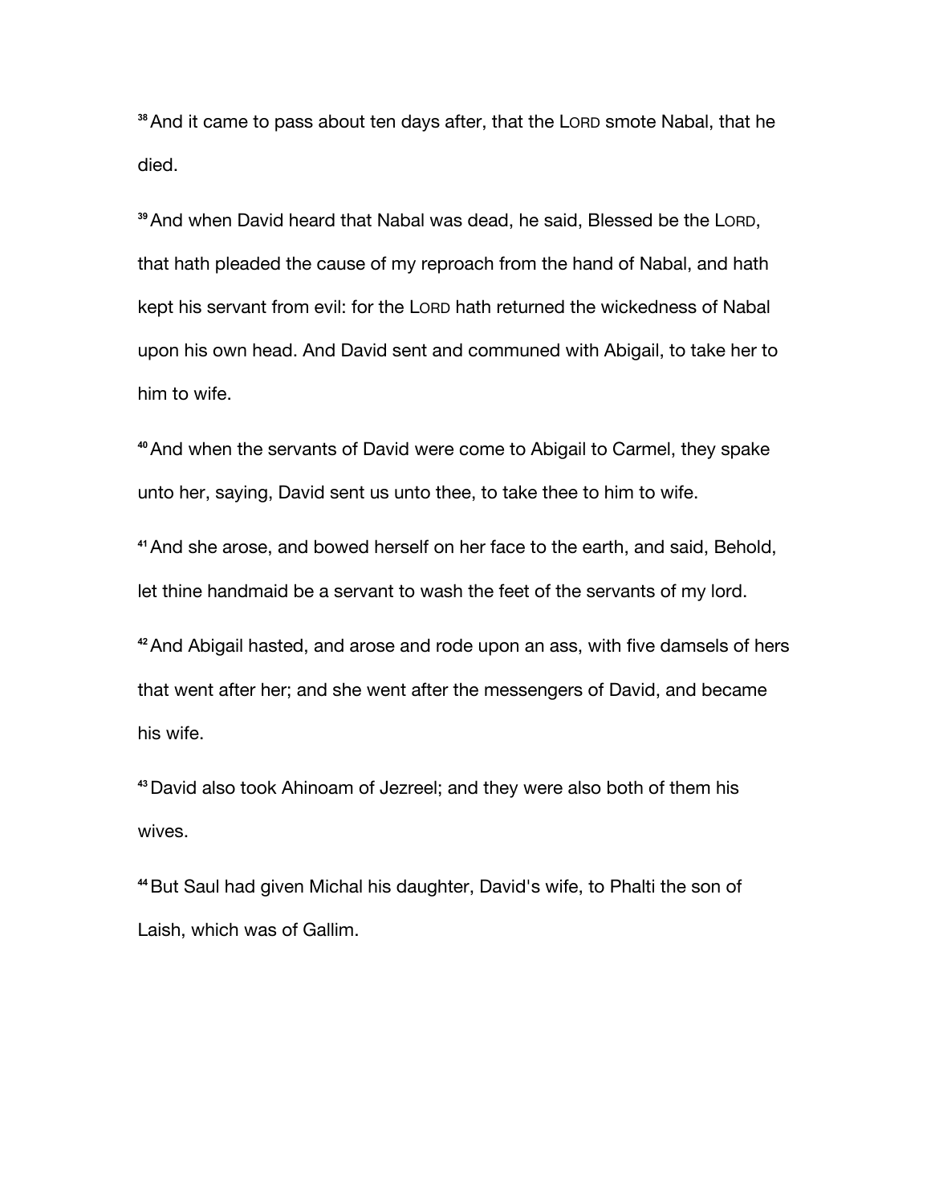[38] And it came to pass about ten days after, that the LORD smote Nabal, that he died.

[39] And when David heard that Nabal was dead, he said, Blessed be the LORD, that hath pleaded the cause of my reproach from the hand of Nabal, and hath kept his servant from evil: for the LORD hath returned the wickedness of Nabal upon his own head. And David sent and communed with Abigail, to take her to him to wife.

[40] And when the servants of David were come to Abigail to Carmel, they spake unto her, saying, David sent us unto thee, to take thee to him to wife.

[41] And she arose, and bowed herself on her face to the earth, and said, Behold, let thine handmaid be a servant to wash the feet of the servants of my lord.

[42] And Abigail hasted, and arose and rode upon an ass, with five damsels of hers that went after her; and she went after the messengers of David, and became his wife.

[43] David also took Ahinoam of Jezreel; and they were also both of them his wives.

[44] But Saul had given Michal his daughter, David's wife, to Phalti the son of Laish, which was of Gallim.